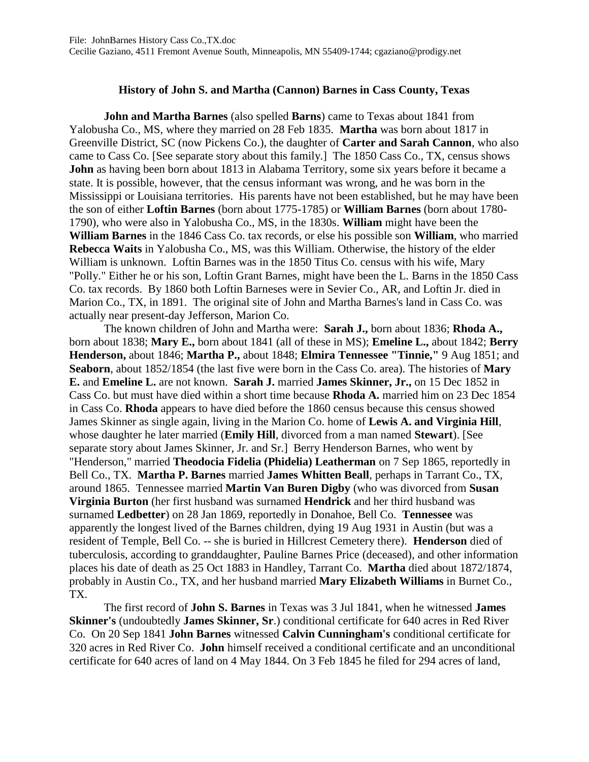File: JohnBarnes History Cass Co.,TX.doc
Cecilie Gaziano, 4511 Fremont Avenue South, Minneapolis, MN 55409-1744; cgaziano@prodigy.net

## History of John S. and Martha (Cannon) Barnes in Cass County, Texas

**John and Martha Barnes** (also spelled **Barns**) came to Texas about 1841 from Yalobusha Co., MS, where they married on 28 Feb 1835. **Martha** was born about 1817 in Greenville District, SC (now Pickens Co.), the daughter of **Carter and Sarah Cannon**, who also came to Cass Co. [See separate story about this family.] The 1850 Cass Co., TX, census shows **John** as having been born about 1813 in Alabama Territory, some six years before it became a state. It is possible, however, that the census informant was wrong, and he was born in the Mississippi or Louisiana territories. His parents have not been established, but he may have been the son of either **Loftin Barnes** (born about 1775-1785) or **William Barnes** (born about 1780-1790), who were also in Yalobusha Co., MS, in the 1830s. **William** might have been the **William Barnes** in the 1846 Cass Co. tax records, or else his possible son **William**, who married **Rebecca Waits** in Yalobusha Co., MS, was this William. Otherwise, the history of the elder William is unknown. Loftin Barnes was in the 1850 Titus Co. census with his wife, Mary "Polly." Either he or his son, Loftin Grant Barnes, might have been the L. Barns in the 1850 Cass Co. tax records. By 1860 both Loftin Barneses were in Sevier Co., AR, and Loftin Jr. died in Marion Co., TX, in 1891. The original site of John and Martha Barnes's land in Cass Co. was actually near present-day Jefferson, Marion Co.

The known children of John and Martha were: **Sarah J.,** born about 1836; **Rhoda A.,** born about 1838; **Mary E.,** born about 1841 (all of these in MS); **Emeline L.,** about 1842; **Berry Henderson,** about 1846; **Martha P.,** about 1848; **Elmira Tennessee "Tinnie,"** 9 Aug 1851; and **Seaborn**, about 1852/1854 (the last five were born in the Cass Co. area). The histories of **Mary E.** and **Emeline L.** are not known. **Sarah J.** married **James Skinner, Jr.,** on 15 Dec 1852 in Cass Co. but must have died within a short time because **Rhoda A.** married him on 23 Dec 1854 in Cass Co. **Rhoda** appears to have died before the 1860 census because this census showed James Skinner as single again, living in the Marion Co. home of **Lewis A. and Virginia Hill**, whose daughter he later married (**Emily Hill**, divorced from a man named **Stewart**). [See separate story about James Skinner, Jr. and Sr.] Berry Henderson Barnes, who went by "Henderson," married **Theodocia Fidelia (Phidelia) Leatherman** on 7 Sep 1865, reportedly in Bell Co., TX. **Martha P. Barnes** married **James Whitten Beall**, perhaps in Tarrant Co., TX, around 1865. Tennessee married **Martin Van Buren Digby** (who was divorced from **Susan Virginia Burton** (her first husband was surnamed **Hendrick** and her third husband was surnamed **Ledbetter**) on 28 Jan 1869, reportedly in Donahoe, Bell Co. **Tennessee** was apparently the longest lived of the Barnes children, dying 19 Aug 1931 in Austin (but was a resident of Temple, Bell Co. -- she is buried in Hillcrest Cemetery there). **Henderson** died of tuberculosis, according to granddaughter, Pauline Barnes Price (deceased), and other information places his date of death as 25 Oct 1883 in Handley, Tarrant Co. **Martha** died about 1872/1874, probably in Austin Co., TX, and her husband married **Mary Elizabeth Williams** in Burnet Co., TX.

The first record of **John S. Barnes** in Texas was 3 Jul 1841, when he witnessed **James Skinner's** (undoubtedly **James Skinner, Sr**.) conditional certificate for 640 acres in Red River Co. On 20 Sep 1841 **John Barnes** witnessed **Calvin Cunningham's** conditional certificate for 320 acres in Red River Co. **John** himself received a conditional certificate and an unconditional certificate for 640 acres of land on 4 May 1844. On 3 Feb 1845 he filed for 294 acres of land,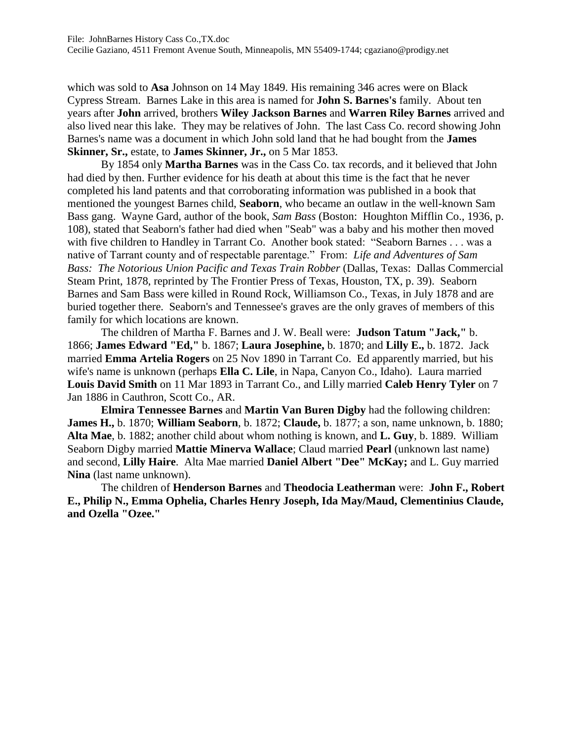which was sold to **Asa** Johnson on 14 May 1849. His remaining 346 acres were on Black Cypress Stream. Barnes Lake in this area is named for **John S. Barnes's** family. About ten years after **John** arrived, brothers **Wiley Jackson Barnes** and **Warren Riley Barnes** arrived and also lived near this lake. They may be relatives of John. The last Cass Co. record showing John Barnes's name was a document in which John sold land that he had bought from the **James Skinner, Sr.,** estate, to **James Skinner, Jr.,** on 5 Mar 1853.

By 1854 only **Martha Barnes** was in the Cass Co. tax records, and it believed that John had died by then. Further evidence for his death at about this time is the fact that he never completed his land patents and that corroborating information was published in a book that mentioned the youngest Barnes child, **Seaborn**, who became an outlaw in the well-known Sam Bass gang. Wayne Gard, author of the book, *Sam Bass* (Boston: Houghton Mifflin Co., 1936, p. 108), stated that Seaborn's father had died when "Seab" was a baby and his mother then moved with five children to Handley in Tarrant Co. Another book stated: "Seaborn Barnes . . . was a native of Tarrant county and of respectable parentage." From: *Life and Adventures of Sam Bass: The Notorious Union Pacific and Texas Train Robber* (Dallas, Texas: Dallas Commercial Steam Print, 1878, reprinted by The Frontier Press of Texas, Houston, TX, p. 39). Seaborn Barnes and Sam Bass were killed in Round Rock, Williamson Co., Texas, in July 1878 and are buried together there. Seaborn's and Tennessee's graves are the only graves of members of this family for which locations are known.

The children of Martha F. Barnes and J. W. Beall were: **Judson Tatum "Jack,"** b. 1866; **James Edward "Ed,"** b. 1867; **Laura Josephine,** b. 1870; and **Lilly E.,** b. 1872. Jack married **Emma Artelia Rogers** on 25 Nov 1890 in Tarrant Co. Ed apparently married, but his wife's name is unknown (perhaps **Ella C. Lile**, in Napa, Canyon Co., Idaho). Laura married **Louis David Smith** on 11 Mar 1893 in Tarrant Co., and Lilly married **Caleb Henry Tyler** on 7 Jan 1886 in Cauthron, Scott Co., AR.

**Elmira Tennessee Barnes** and **Martin Van Buren Digby** had the following children: **James H.,** b. 1870; **William Seaborn**, b. 1872; **Claude,** b. 1877; a son, name unknown, b. 1880; **Alta Mae**, b. 1882; another child about whom nothing is known, and **L. Guy**, b. 1889. William Seaborn Digby married **Mattie Minerva Wallace**; Claud married **Pearl** (unknown last name) and second, **Lilly Haire**. Alta Mae married **Daniel Albert "Dee" McKay;** and L. Guy married **Nina** (last name unknown).

The children of **Henderson Barnes** and **Theodocia Leatherman** were: **John F., Robert E., Philip N., Emma Ophelia, Charles Henry Joseph, Ida May/Maud, Clementinius Claude, and Ozella "Ozee."**